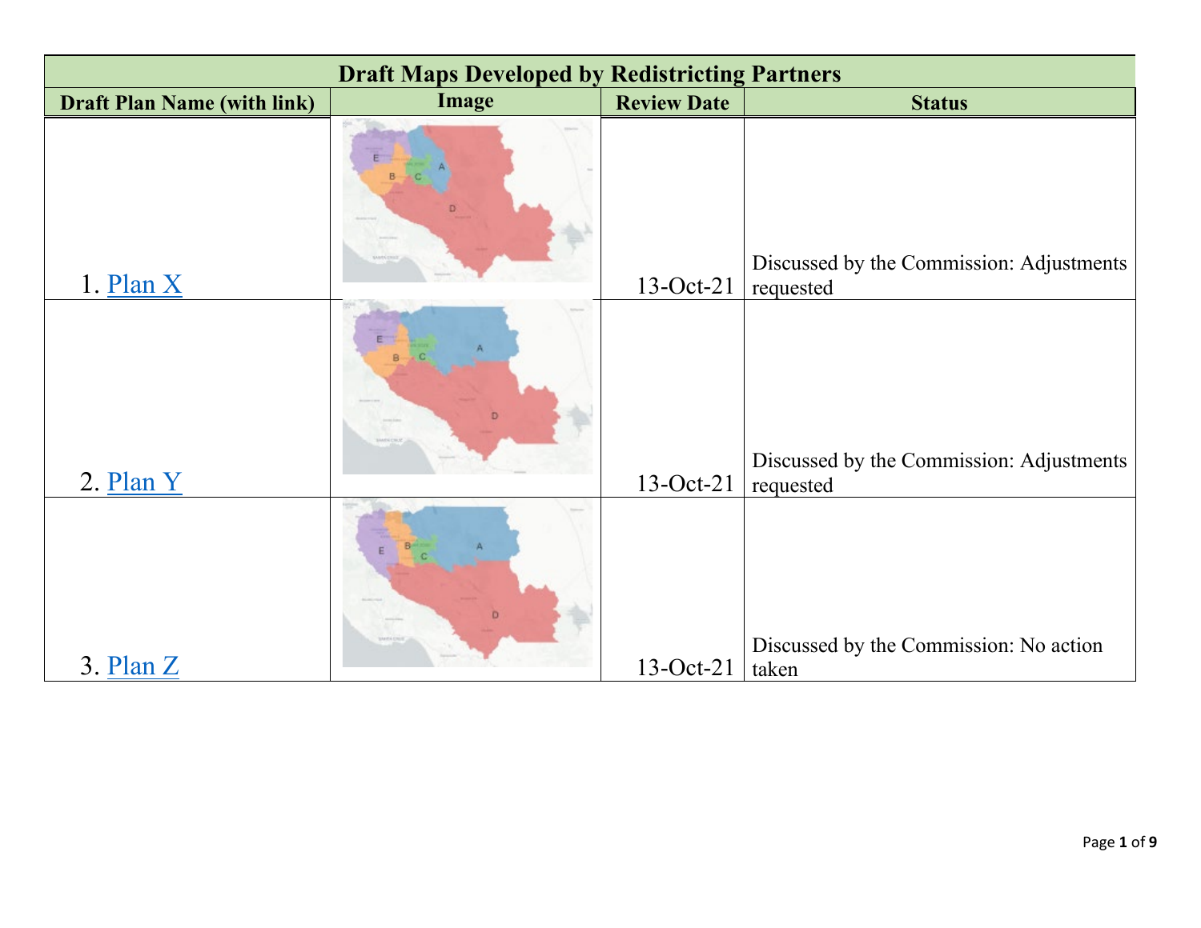| Draft Maps Developed by Redistricting Partners | | | |
|---|---|---|---|
| **Draft Plan Name (with link)** | **Image** | **Review Date** | **Status** |
| 1. Plan X | | 13-Oct-21 | Discussed by the Commission: Adjustments requested |
| 2. Plan Y | | 13-Oct-21 | Discussed by the Commission: Adjustments requested |
| 3. Plan Z | | 13-Oct-21 | Discussed by the Commission: No action taken |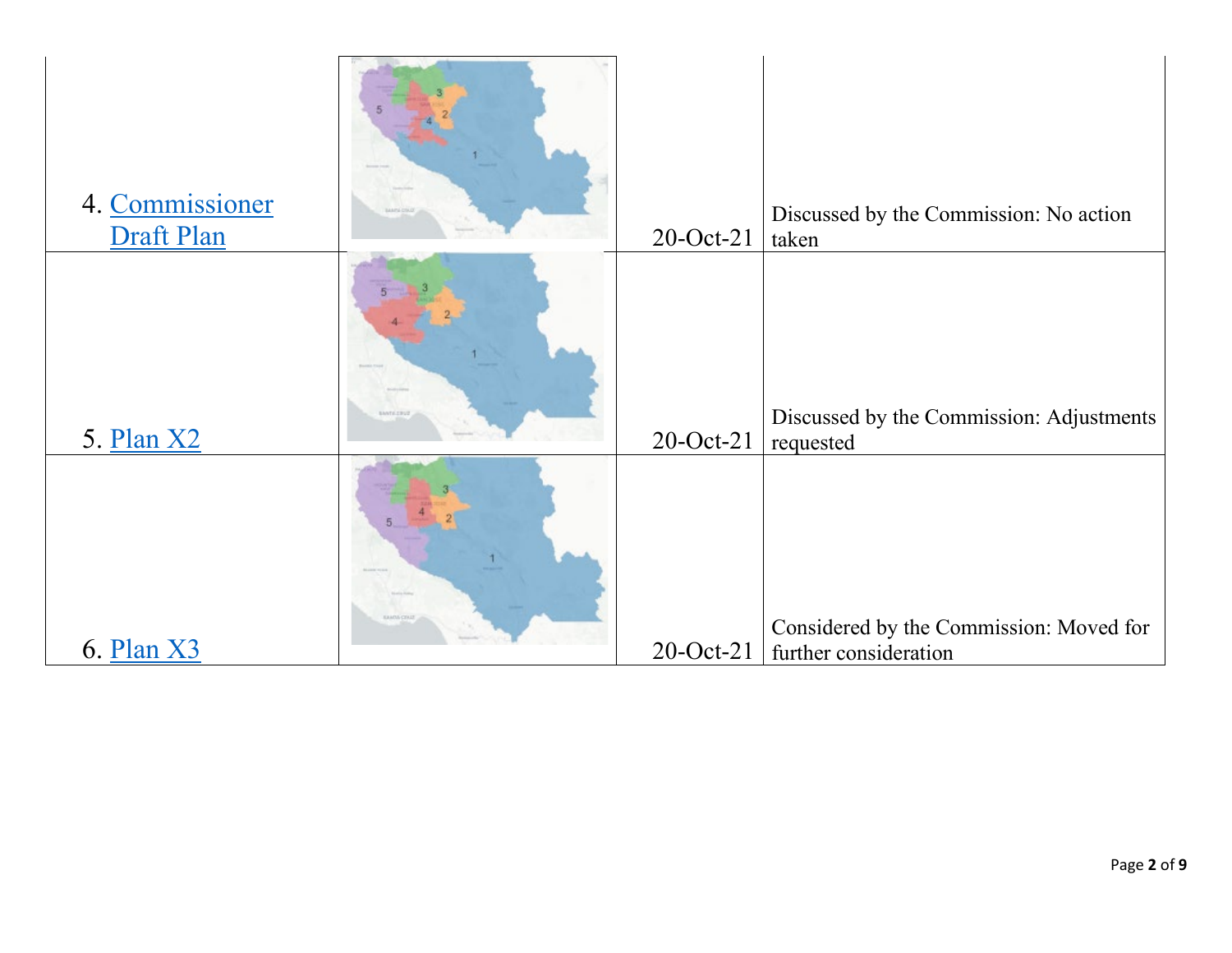| | | | |
|---|---|---|---|
| 4. Commissioner Draft Plan | | 20-Oct-21 | Discussed by the Commission: No action taken |
| 5. Plan X2 | | 20-Oct-21 | Discussed by the Commission: Adjustments requested |
| 6. Plan X3 | | 20-Oct-21 | Considered by the Commission: Moved for further consideration |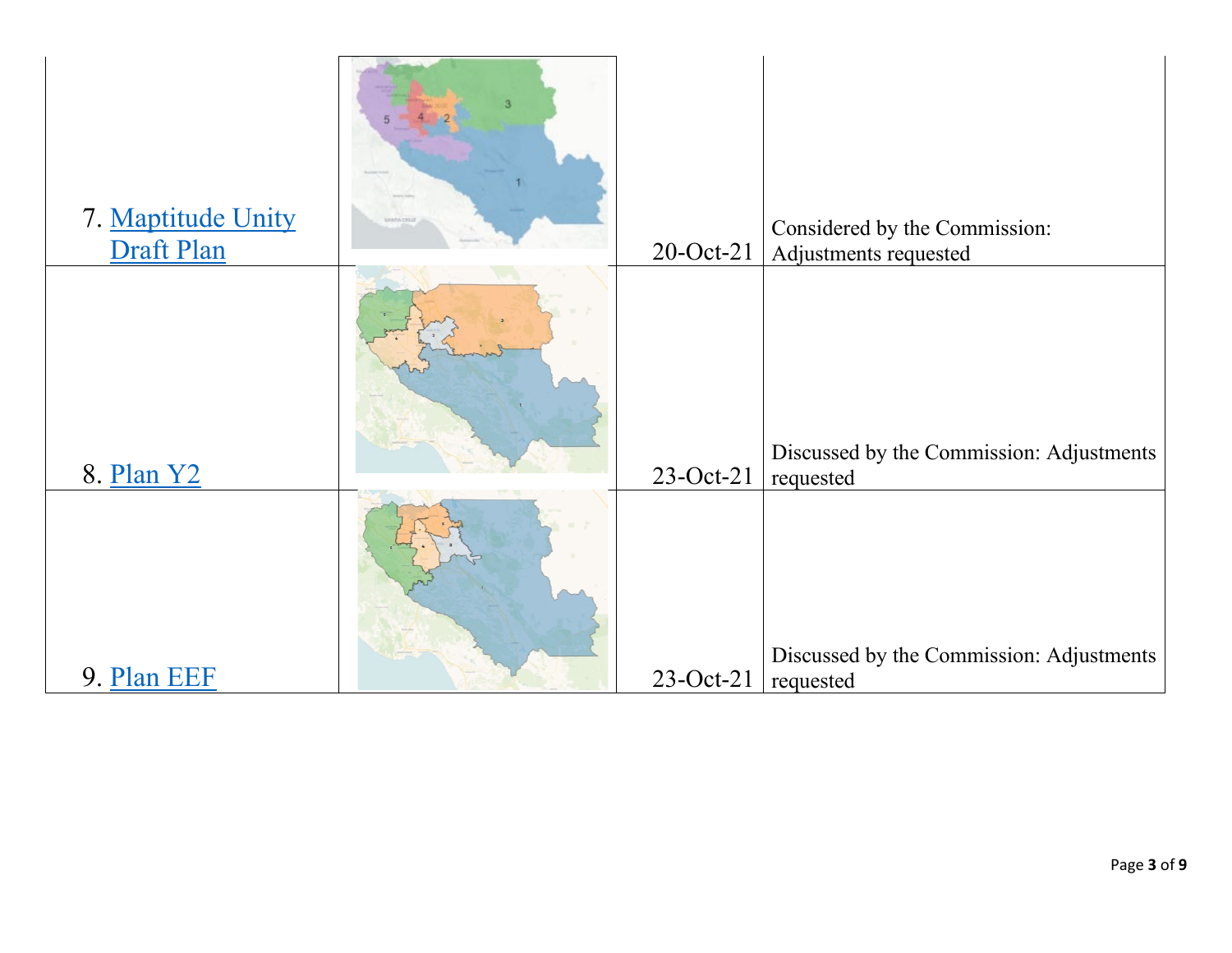| | | | |
|---|---|---|---|
| 7. Maptitude Unity Draft Plan | | 20-Oct-21 | Considered by the Commission: Adjustments requested |
| 8. Plan Y2 | | 23-Oct-21 | Discussed by the Commission: Adjustments requested |
| 9. Plan EEF | | 23-Oct-21 | Discussed by the Commission: Adjustments requested |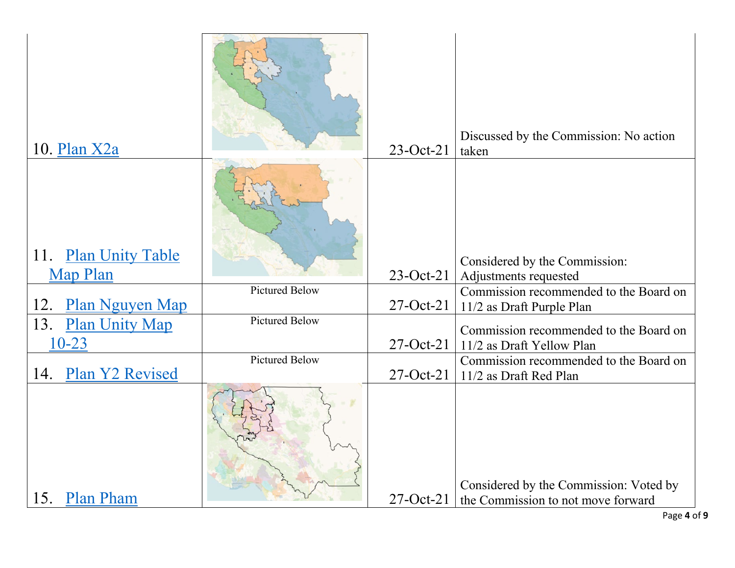| | | | |
|---|---|---|---|
| 10. Plan X2a | | 23-Oct-21 | Discussed by the Commission: No action taken |
| 11. Plan Unity Table Map Plan | | 23-Oct-21 | Considered by the Commission: Adjustments requested |
| 12. Plan Nguyen Map | Pictured Below | 27-Oct-21 | Commission recommended to the Board on 11/2 as Draft Purple Plan |
| 13. Plan Unity Map 10-23 | Pictured Below | 27-Oct-21 | Commission recommended to the Board on 11/2 as Draft Yellow Plan |
| 14. Plan Y2 Revised | Pictured Below | 27-Oct-21 | Commission recommended to the Board on 11/2 as Draft Red Plan |
| 15. Plan Pham | | 27-Oct-21 | Considered by the Commission: Voted by the Commission to not move forward |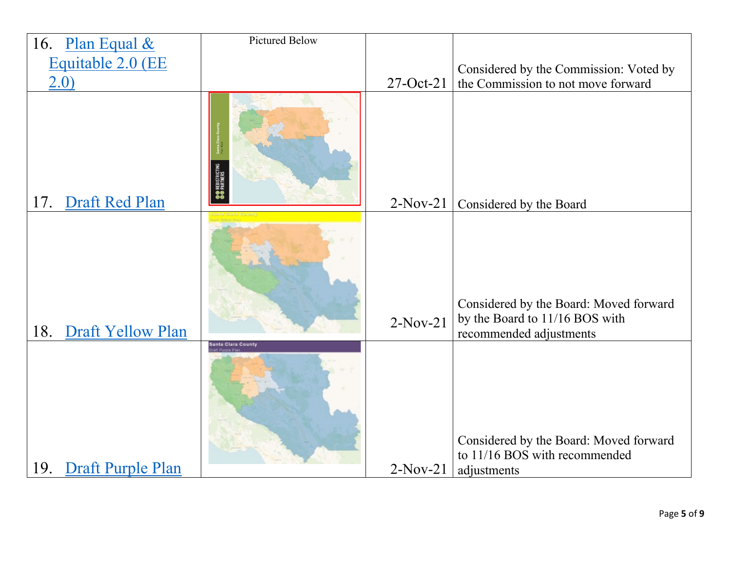| | | | |
|---|---|---|---|
| 16. [Plan Equal & Equitable 2.0 (EE 2.0)] | Pictured Below | 27-Oct-21 | Considered by the Commission: Voted by the Commission to not move forward |
| 17. [Draft Red Plan] | | 2-Nov-21 | Considered by the Board |
| 18. [Draft Yellow Plan] | | 2-Nov-21 | Considered by the Board: Moved forward by the Board to 11/16 BOS with recommended adjustments |
| 19. [Draft Purple Plan] | | 2-Nov-21 | Considered by the Board: Moved forward to 11/16 BOS with recommended adjustments |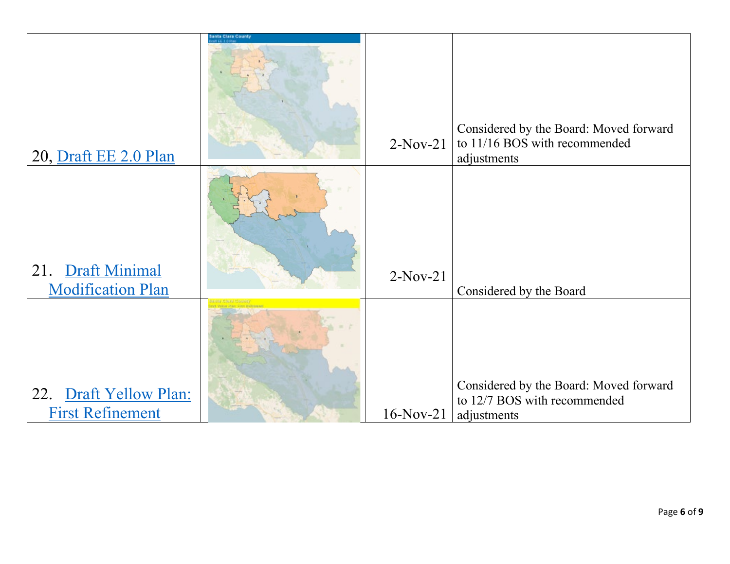| | | | |
|---|---|---|---|
| 20, Draft EE 2.0 Plan | | 2-Nov-21 | Considered by the Board: Moved forward to 11/16 BOS with recommended adjustments |
| 21. Draft Minimal Modification Plan | | 2-Nov-21 | Considered by the Board |
| 22. Draft Yellow Plan: First Refinement | | 16-Nov-21 | Considered by the Board: Moved forward to 12/7 BOS with recommended adjustments |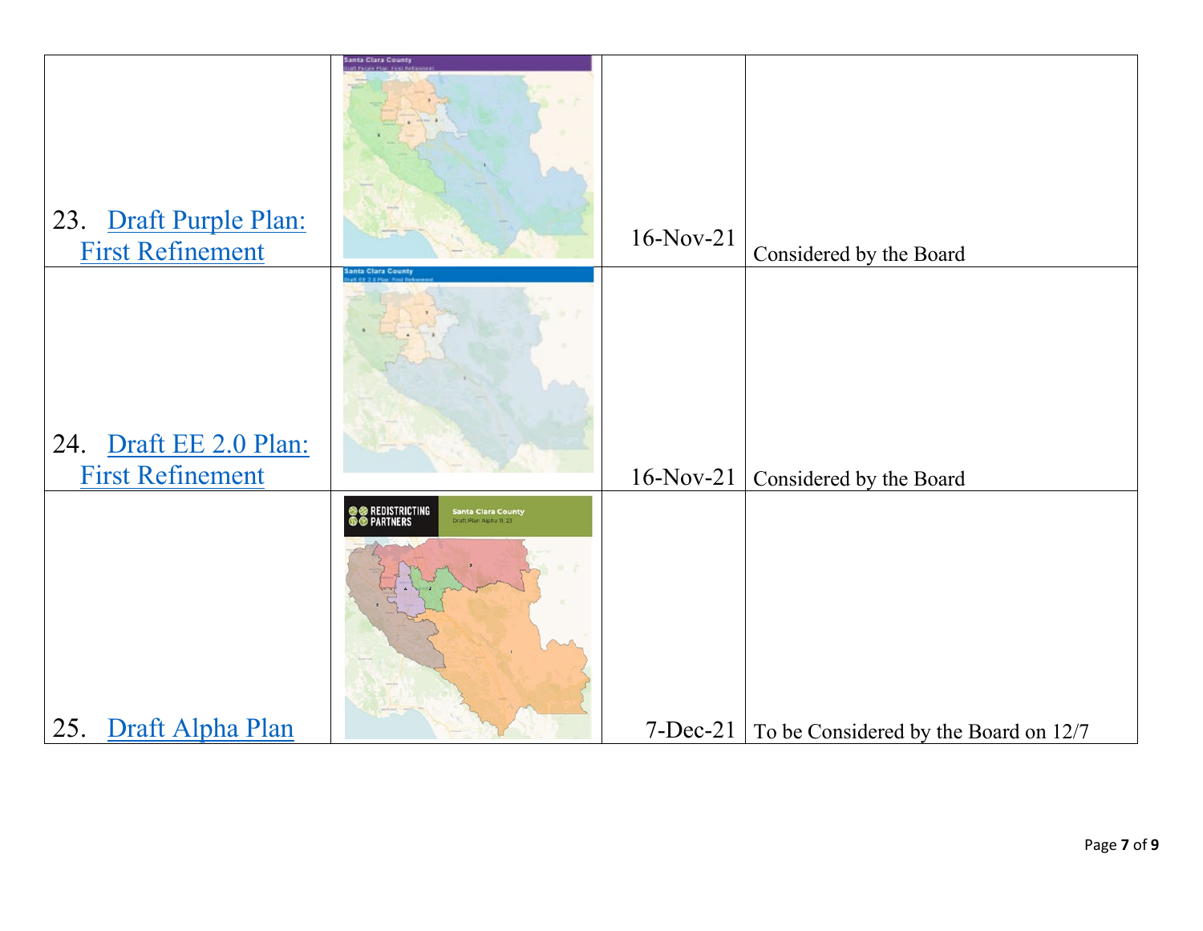| | | | |
|---|---|---|---|
| 23. Draft Purple Plan: First Refinement | | 16-Nov-21 | Considered by the Board |
| 24. Draft EE 2.0 Plan: First Refinement | | 16-Nov-21 | Considered by the Board |
| 25. Draft Alpha Plan | | 7-Dec-21 | To be Considered by the Board on 12/7 |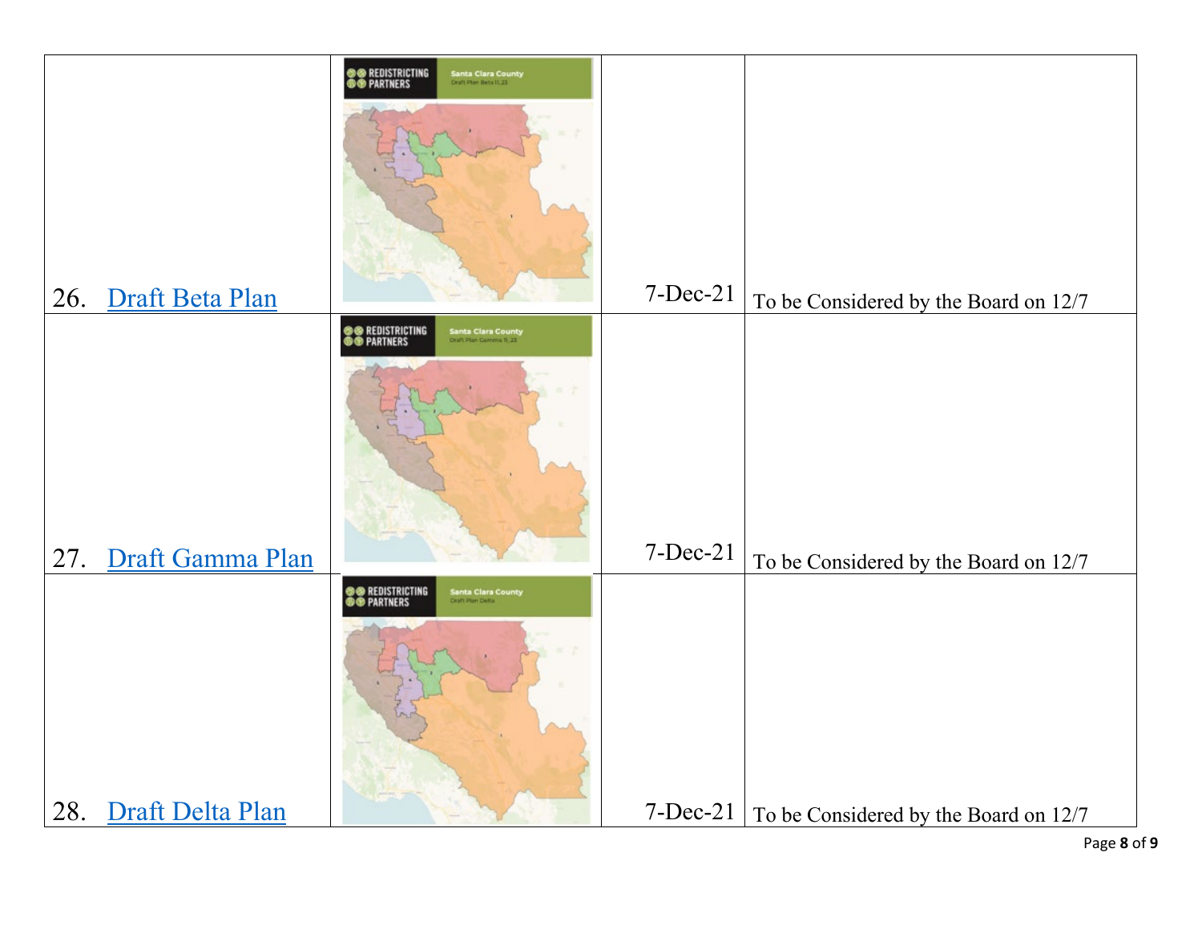| | | | |
|---|---|---|---|
| 26. Draft Beta Plan | | 7-Dec-21 | To be Considered by the Board on 12/7 |
| 27. Draft Gamma Plan | | 7-Dec-21 | To be Considered by the Board on 12/7 |
| 28. Draft Delta Plan | | 7-Dec-21 | To be Considered by the Board on 12/7 |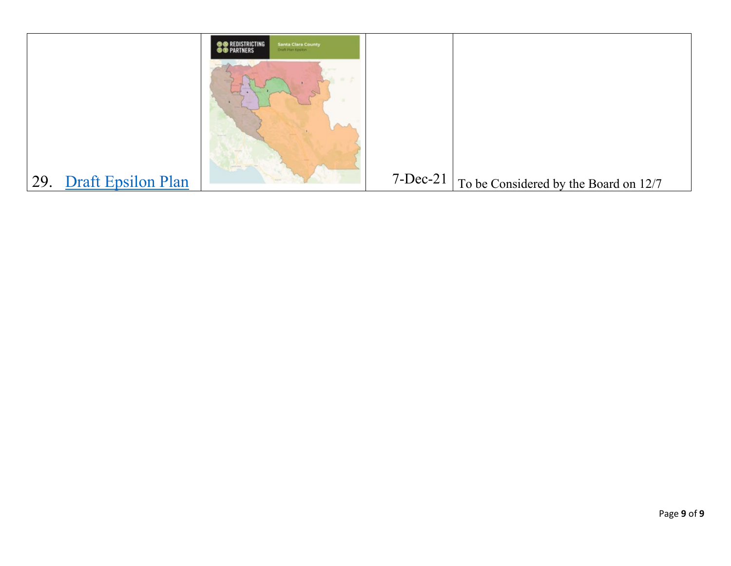| | | | |
|---|---|---|---|
| 29. Draft Epsilon Plan | | 7-Dec-21 | To be Considered by the Board on 12/7 |